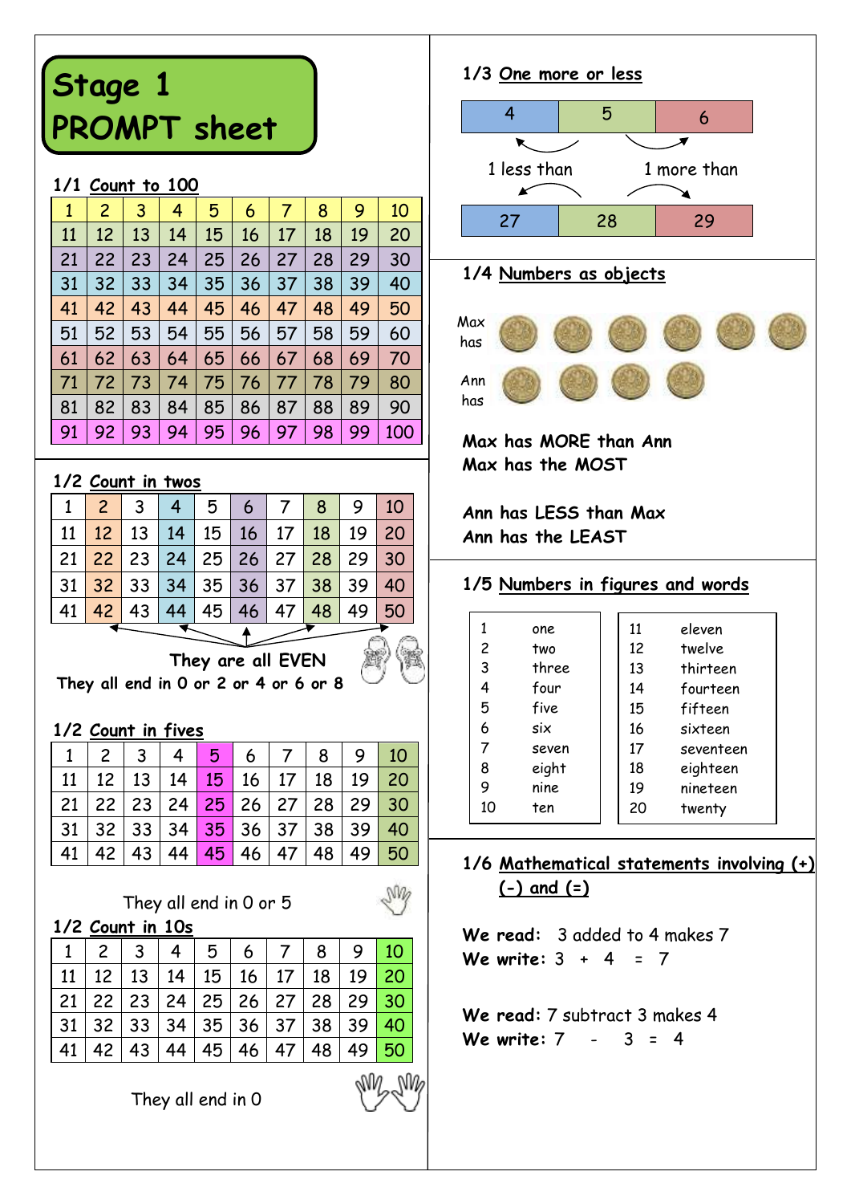# Stage 1 PROMPT sheet

## 1/1 Count to 100

| 1 | 2 | 3 | 4 | 5 | 6 | 7 | 8 | 9 | 10 |
|---|---|---|---|---|---|---|---|---|---|
| 11 | 12 | 13 | 14 | 15 | 16 | 17 | 18 | 19 | 20 |
| 21 | 22 | 23 | 24 | 25 | 26 | 27 | 28 | 29 | 30 |
| 31 | 32 | 33 | 34 | 35 | 36 | 37 | 38 | 39 | 40 |
| 41 | 42 | 43 | 44 | 45 | 46 | 47 | 48 | 49 | 50 |
| 51 | 52 | 53 | 54 | 55 | 56 | 57 | 58 | 59 | 60 |
| 61 | 62 | 63 | 64 | 65 | 66 | 67 | 68 | 69 | 70 |
| 71 | 72 | 73 | 74 | 75 | 76 | 77 | 78 | 79 | 80 |
| 81 | 82 | 83 | 84 | 85 | 86 | 87 | 88 | 89 | 90 |
| 91 | 92 | 93 | 94 | 95 | 96 | 97 | 98 | 99 | 100 |

## 1/2 Count in twos

| 1 | 2 | 3 | 4 | 5 | 6 | 7 | 8 | 9 | 10 |
|---|---|---|---|---|---|---|---|---|---|
| 11 | 12 | 13 | 14 | 15 | 16 | 17 | 18 | 19 | 20 |
| 21 | 22 | 23 | 24 | 25 | 26 | 27 | 28 | 29 | 30 |
| 31 | 32 | 33 | 34 | 35 | 36 | 37 | 38 | 39 | 40 |
| 41 | 42 | 43 | 44 | 45 | 46 | 47 | 48 | 49 | 50 |

They are all EVEN
They all end in 0 or 2 or 4 or 6 or 8

## 1/2 Count in fives

| 1 | 2 | 3 | 4 | 5 | 6 | 7 | 8 | 9 | 10 |
|---|---|---|---|---|---|---|---|---|---|
| 11 | 12 | 13 | 14 | 15 | 16 | 17 | 18 | 19 | 20 |
| 21 | 22 | 23 | 24 | 25 | 26 | 27 | 28 | 29 | 30 |
| 31 | 32 | 33 | 34 | 35 | 36 | 37 | 38 | 39 | 40 |
| 41 | 42 | 43 | 44 | 45 | 46 | 47 | 48 | 49 | 50 |

They all end in 0 or 5

## 1/2 Count in 10s

| 1 | 2 | 3 | 4 | 5 | 6 | 7 | 8 | 9 | 10 |
|---|---|---|---|---|---|---|---|---|---|
| 11 | 12 | 13 | 14 | 15 | 16 | 17 | 18 | 19 | 20 |
| 21 | 22 | 23 | 24 | 25 | 26 | 27 | 28 | 29 | 30 |
| 31 | 32 | 33 | 34 | 35 | 36 | 37 | 38 | 39 | 40 |
| 41 | 42 | 43 | 44 | 45 | 46 | 47 | 48 | 49 | 50 |

They all end in 0

## 1/3 One more or less

| 4 | 5 | 6 |
|---|---|---|

1 less than — 1 more than

| 27 | 28 | 29 |
|---|---|---|

## 1/4 Numbers as objects

Max has (6 coins)

Ann has (4 coins)

**Max has MORE than Ann**
**Max has the MOST**

**Ann has LESS than Max**
**Ann has the LEAST**

## 1/5 Numbers in figures and words

| | |
|---|---|
| 1 | one |
| 2 | two |
| 3 | three |
| 4 | four |
| 5 | five |
| 6 | six |
| 7 | seven |
| 8 | eight |
| 9 | nine |
| 10 | ten |

| | |
|---|---|
| 11 | eleven |
| 12 | twelve |
| 13 | thirteen |
| 14 | fourteen |
| 15 | fifteen |
| 16 | sixteen |
| 17 | seventeen |
| 18 | eighteen |
| 19 | nineteen |
| 20 | twenty |

## 1/6 Mathematical statements involving (+) (-) and (=)

**We read:** 3 added to 4 makes 7
**We write:** $3 + 4 = 7$

**We read:** 7 subtract 3 makes 4
**We write:** $7 - 3 = 4$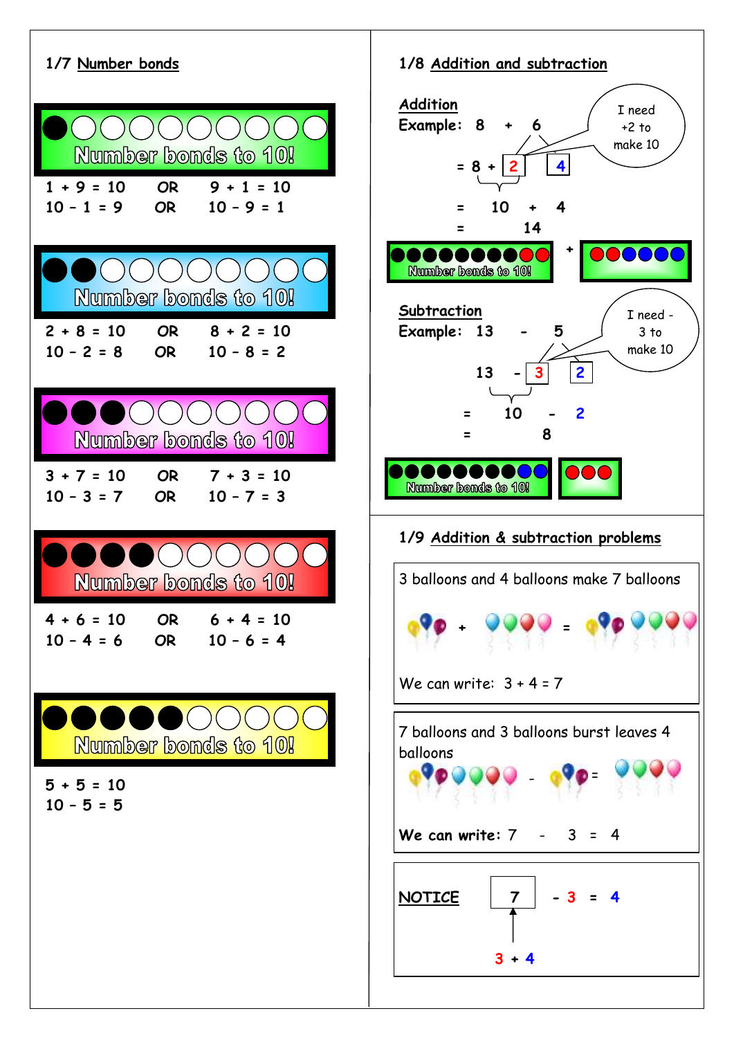## 1/7 Number bonds

Number bonds to 10!

1 + 9 = 10 OR 9 + 1 = 10
10 – 1 = 9 OR 10 – 9 = 1

Number bonds to 10!

2 + 8 = 10 OR 8 + 2 = 10
10 – 2 = 8 OR 10 – 8 = 2

Number bonds to 10!

3 + 7 = 10 OR 7 + 3 = 10
10 – 3 = 7 OR 10 – 7 = 3

Number bonds to 10!

4 + 6 = 10 OR 6 + 4 = 10
10 – 4 = 6 OR 10 – 6 = 4

Number bonds to 10!

5 + 5 = 10
10 – 5 = 5

## 1/8 Addition and subtraction

**Addition**

**Example:** 8 + 6

I need +2 to make 10

= 8 + 2 + 4

= 10 + 4

= 14

Number bonds to 10! + 

**Subtraction**

**Example:** 13 - 5

I need - 3 to make 10

13 - 3 - 2

= 10 - 2

= 8

Number bonds to 10!

## 1/9 Addition & subtraction problems

3 balloons and 4 balloons make 7 balloons

We can write: 3 + 4 = 7

7 balloons and 3 balloons burst leaves 4 balloons

**We can write:** 7 - 3 = 4

**NOTICE** 7 - 3 = 4

3 + 4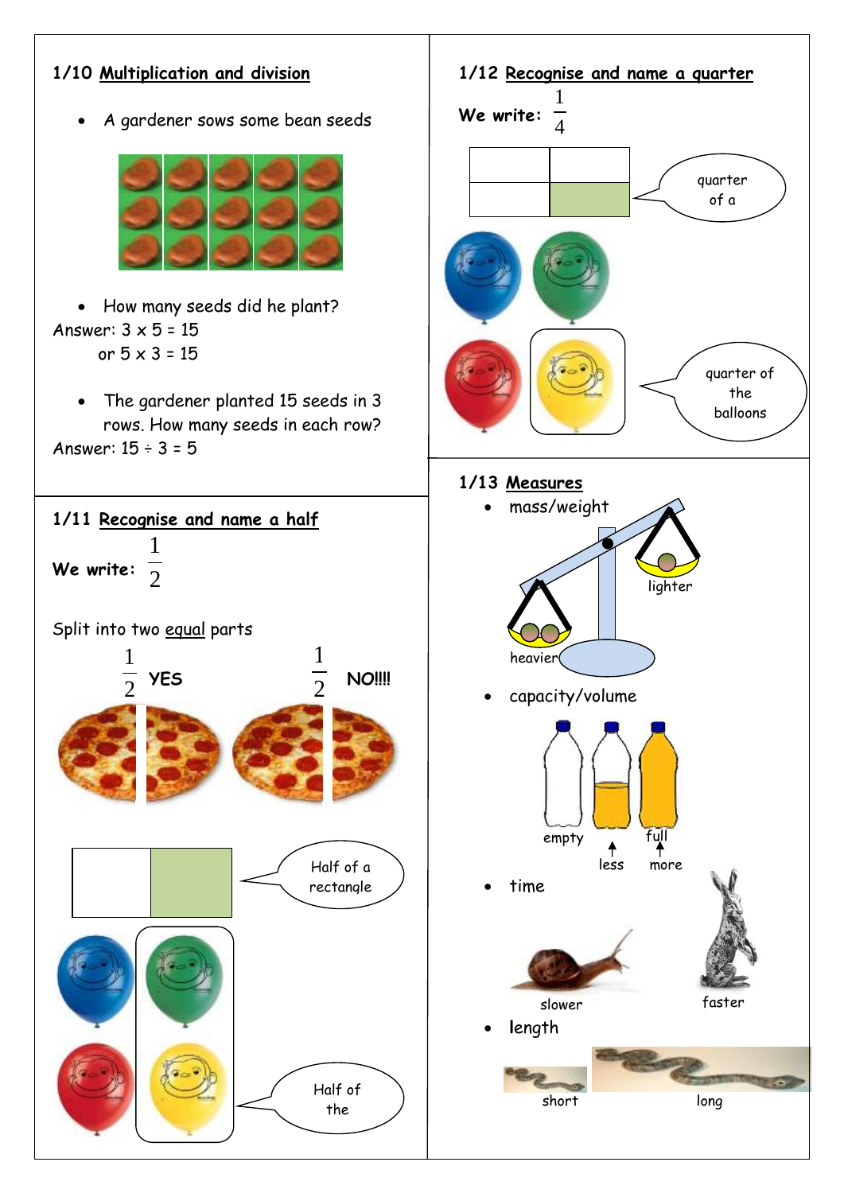## 1/10 Multiplication and division

- A gardener sows some bean seeds

- How many seeds did he plant?

Answer: $3 \times 5 = 15$
or $5 \times 3 = 15$

- The gardener planted 15 seeds in 3 rows. How many seeds in each row?

Answer: $15 \div 3 = 5$

## 1/11 Recognise and name a half

**We write:** $\frac{1}{2}$

Split into two equal parts

$\frac{1}{2}$ **YES**

$\frac{1}{2}$ **NO!!!!**

Half of a rectangle

Half of the

## 1/12 Recognise and name a quarter

**We write:** $\frac{1}{4}$

quarter of a

quarter of the balloons

## 1/13 Measures

- mass/weight

lighter

heavier

- capacity/volume

empty

full

less

more

- time

slower

faster

- length

short

long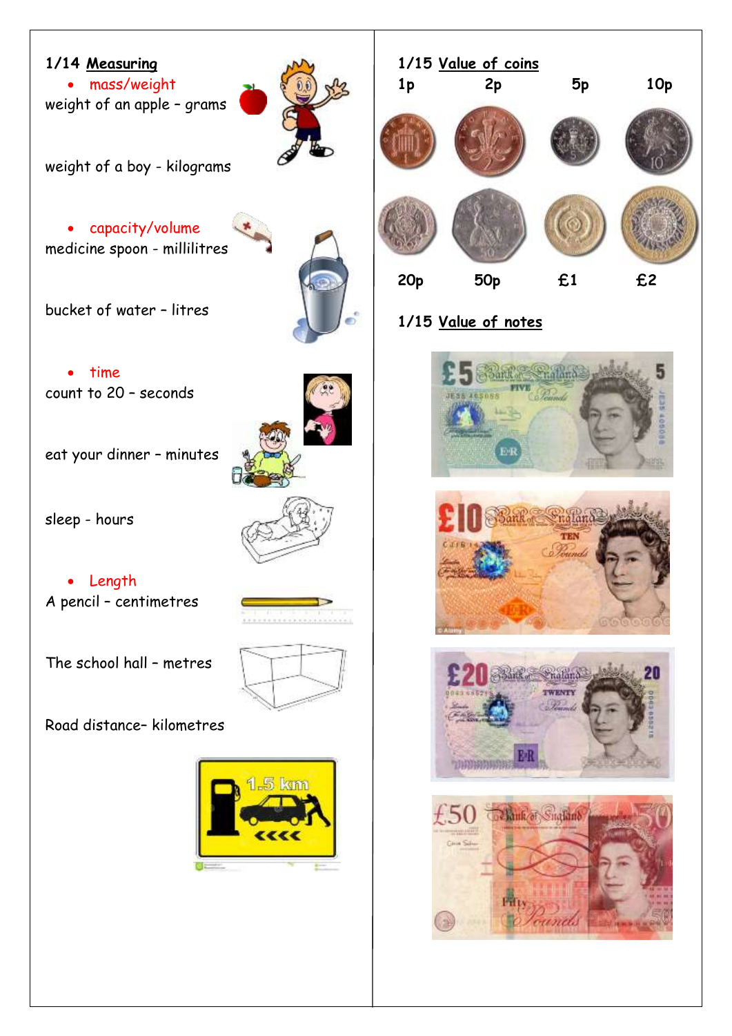## 1/14 Measuring

- mass/weight

weight of an apple – grams

weight of a boy - kilograms

- capacity/volume

medicine spoon - millilitres

bucket of water – litres

- time

count to 20 – seconds

eat your dinner – minutes

sleep - hours

- Length

A pencil – centimetres

The school hall – metres

Road distance– kilometres

## 1/15 Value of coins

1p 2p 5p 10p

20p 50p £1 £2

## 1/15 Value of notes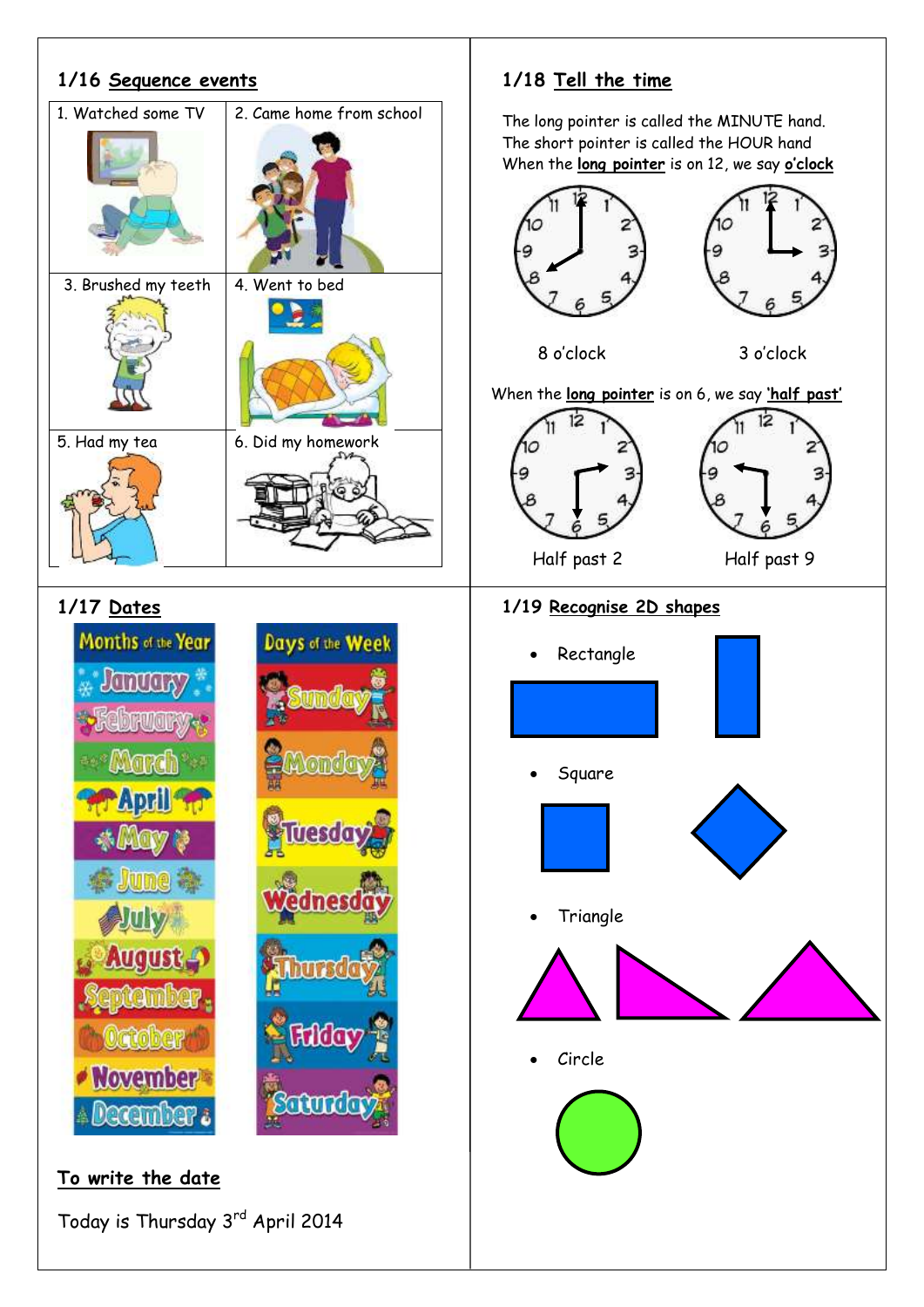## 1/16 Sequence events

| | |
|---|---|
| 1. Watched some TV | 2. Came home from school |
| 3. Brushed my teeth | 4. Went to bed |
| 5. Had my tea | 6. Did my homework |

## 1/17 Dates

| Months of the Year | Days of the Week |
|---|---|
| January | Sunday |
| February | Monday |
| March | Tuesday |
| April | Wednesday |
| May | Thursday |
| June | Friday |
| July | Saturday |
| August | |
| September | |
| October | |
| November | |
| December | |

### To write the date

Today is Thursday 3rd April 2014

## 1/18 Tell the time

The long pointer is called the MINUTE hand.
The short pointer is called the HOUR hand
When the **long pointer** is on 12, we say **o'clock**

8 o'clock

3 o'clock

When the **long pointer** is on 6, we say **'half past'**

Half past 2

Half past 9

## 1/19 Recognise 2D shapes

- Rectangle
- Square
- Triangle
- Circle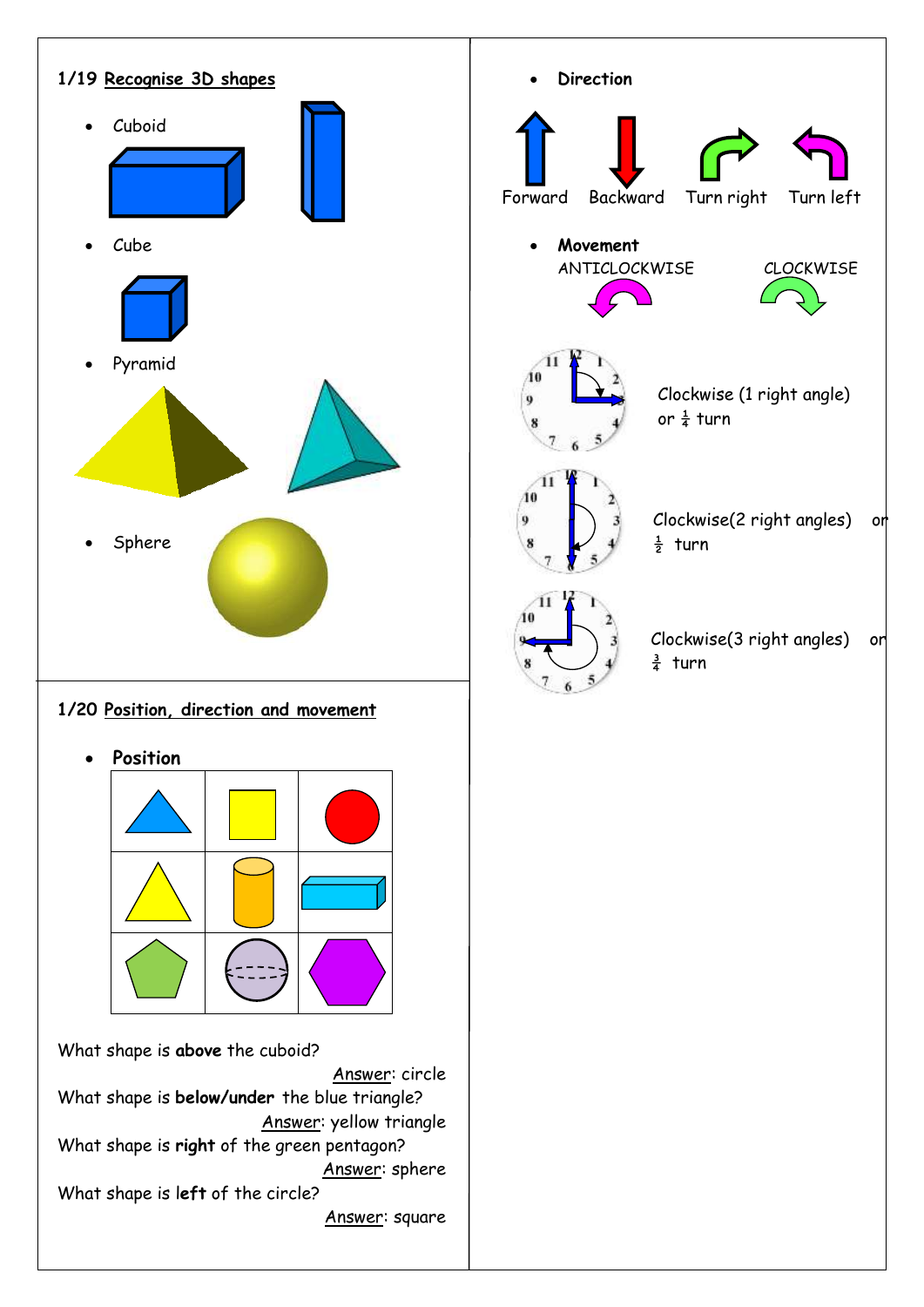## 1/19 Recognise 3D shapes

- Cuboid
- Cube
- Pyramid
- Sphere

## 1/20 Position, direction and movement

- **Position**

What shape is **above** the cuboid?

Answer: circle

What shape is **below/under** the blue triangle?

Answer: yellow triangle

What shape is **right** of the green pentagon?

Answer: sphere

What shape is **left** of the circle?

Answer: square

- **Direction**

Forward Backward Turn right Turn left

- **Movement**

ANTICLOCKWISE CLOCKWISE

Clockwise (1 right angle) or $\frac{1}{4}$ turn

Clockwise(2 right angles) or $\frac{1}{2}$ turn

Clockwise(3 right angles) or $\frac{3}{4}$ turn